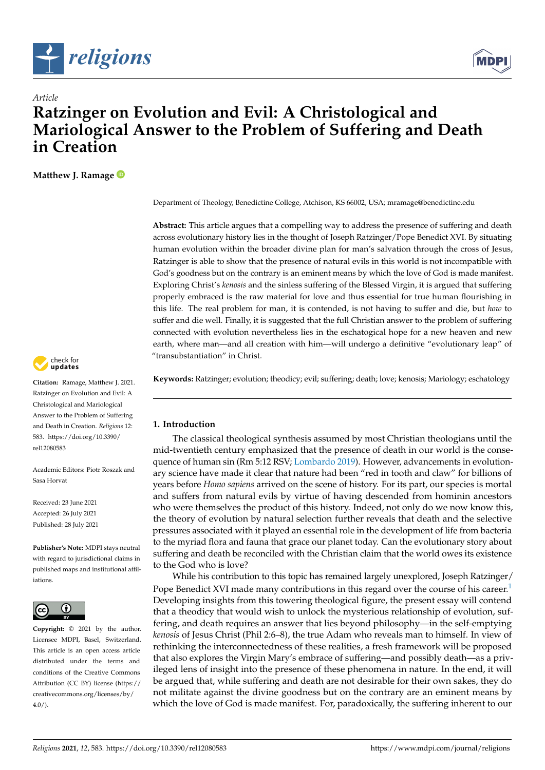*Article*

# Ratzinger on Evolution and Evil: A Christological and Mariological Answer to the Problem of Suffering and Death in Creation

**Matthew J. Ramage**

Department of Theology, Benedictine College, Atchison, KS 66002, USA; mramage@benedictine.edu

**Abstract:** This article argues that a compelling way to address the presence of suffering and death across evolutionary history lies in the thought of Joseph Ratzinger/Pope Benedict XVI. By situating human evolution within the broader divine plan for man's salvation through the cross of Jesus, Ratzinger is able to show that the presence of natural evils in this world is not incompatible with God's goodness but on the contrary is an eminent means by which the love of God is made manifest. Exploring Christ's *kenosis* and the sinless suffering of the Blessed Virgin, it is argued that suffering properly embraced is the raw material for love and thus essential for true human flourishing in this life. The real problem for man, it is contended, is not having to suffer and die, but *how* to suffer and die well. Finally, it is suggested that the full Christian answer to the problem of suffering connected with evolution nevertheless lies in the eschatological hope for a new heaven and new earth, where man—and all creation with him—will undergo a definitive "evolutionary leap" of "transubstantiation" in Christ.

**Keywords:** Ratzinger; evolution; theodicy; evil; suffering; death; love; kenosis; Mariology; eschatology

**Citation:** Ramage, Matthew J. 2021. Ratzinger on Evolution and Evil: A Christological and Mariological Answer to the Problem of Suffering and Death in Creation. *Religions* 12: 583. https://doi.org/10.3390/rel12080583

Academic Editors: Piotr Roszak and Sasa Horvat

Received: 23 June 2021
Accepted: 26 July 2021
Published: 28 July 2021

**Publisher's Note:** MDPI stays neutral with regard to jurisdictional claims in published maps and institutional affiliations.

**Copyright:** © 2021 by the author. Licensee MDPI, Basel, Switzerland. This article is an open access article distributed under the terms and conditions of the Creative Commons Attribution (CC BY) license (https://creativecommons.org/licenses/by/4.0/).

## 1. Introduction

The classical theological synthesis assumed by most Christian theologians until the mid-twentieth century emphasized that the presence of death in our world is the consequence of human sin (Rm 5:12 RSV; Lombardo 2019). However, advancements in evolutionary science have made it clear that nature had been "red in tooth and claw" for billions of years before *Homo sapiens* arrived on the scene of history. For its part, our species is mortal and suffers from natural evils by virtue of having descended from hominin ancestors who were themselves the product of this history. Indeed, not only do we now know this, the theory of evolution by natural selection further reveals that death and the selective pressures associated with it played an essential role in the development of life from bacteria to the myriad flora and fauna that grace our planet today. Can the evolutionary story about suffering and death be reconciled with the Christian claim that the world owes its existence to the God who is love?

While his contribution to this topic has remained largely unexplored, Joseph Ratzinger/Pope Benedict XVI made many contributions in this regard over the course of his career.[1] Developing insights from this towering theological figure, the present essay will contend that a theodicy that would wish to unlock the mysterious relationship of evolution, suffering, and death requires an answer that lies beyond philosophy—in the self-emptying *kenosis* of Jesus Christ (Phil 2:6–8), the true Adam who reveals man to himself. In view of rethinking the interconnectedness of these realities, a fresh framework will be proposed that also explores the Virgin Mary's embrace of suffering—and possibly death—as a privileged lens of insight into the presence of these phenomena in nature. In the end, it will be argued that, while suffering and death are not desirable for their own sakes, they do not militate against the divine goodness but on the contrary are an eminent means by which the love of God is made manifest. For, paradoxically, the suffering inherent to our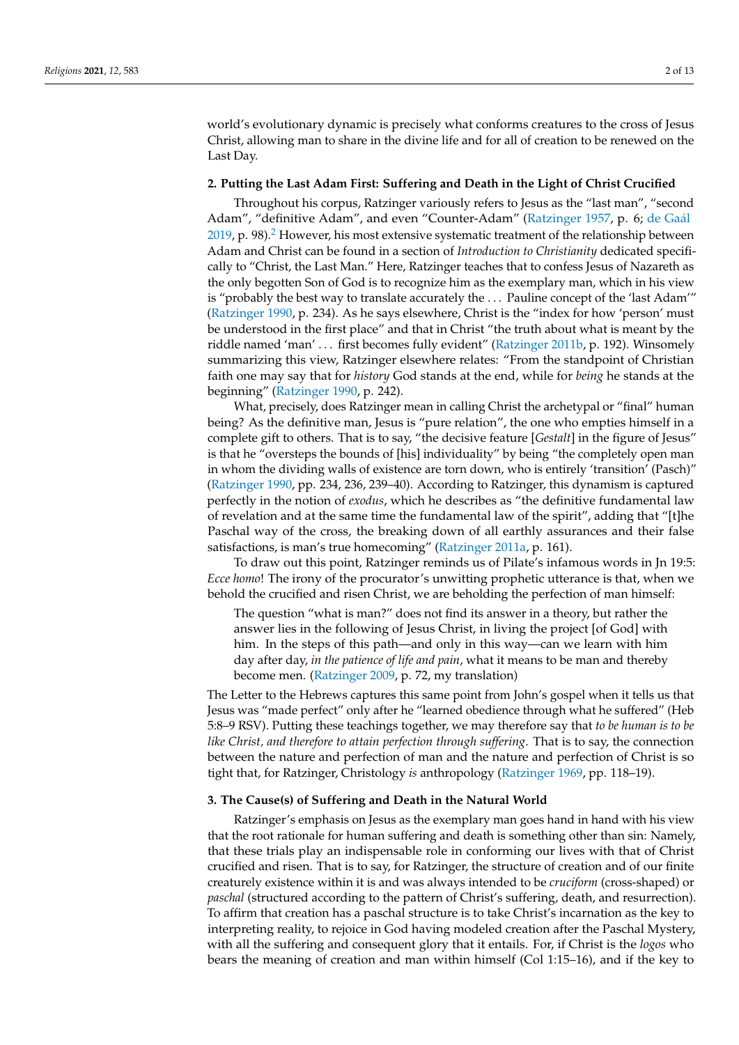world's evolutionary dynamic is precisely what conforms creatures to the cross of Jesus Christ, allowing man to share in the divine life and for all of creation to be renewed on the Last Day.

## 2. Putting the Last Adam First: Suffering and Death in the Light of Christ Crucified

Throughout his corpus, Ratzinger variously refers to Jesus as the "last man", "second Adam", "definitive Adam", and even "Counter-Adam" (Ratzinger 1957, p. 6; de Gaál 2019, p. 98).[2] However, his most extensive systematic treatment of the relationship between Adam and Christ can be found in a section of *Introduction to Christianity* dedicated specifically to "Christ, the Last Man." Here, Ratzinger teaches that to confess Jesus of Nazareth as the only begotten Son of God is to recognize him as the exemplary man, which in his view is "probably the best way to translate accurately the . . . Pauline concept of the 'last Adam'" (Ratzinger 1990, p. 234). As he says elsewhere, Christ is the "index for how 'person' must be understood in the first place" and that in Christ "the truth about what is meant by the riddle named 'man' . . . first becomes fully evident" (Ratzinger 2011b, p. 192). Winsomely summarizing this view, Ratzinger elsewhere relates: "From the standpoint of Christian faith one may say that for *history* God stands at the end, while for *being* he stands at the beginning" (Ratzinger 1990, p. 242).

What, precisely, does Ratzinger mean in calling Christ the archetypal or "final" human being? As the definitive man, Jesus is "pure relation", the one who empties himself in a complete gift to others. That is to say, "the decisive feature [*Gestalt*] in the figure of Jesus" is that he "oversteps the bounds of [his] individuality" by being "the completely open man in whom the dividing walls of existence are torn down, who is entirely 'transition' (Pasch)" (Ratzinger 1990, pp. 234, 236, 239–40). According to Ratzinger, this dynamism is captured perfectly in the notion of *exodus*, which he describes as "the definitive fundamental law of revelation and at the same time the fundamental law of the spirit", adding that "[t]he Paschal way of the cross, the breaking down of all earthly assurances and their false satisfactions, is man's true homecoming" (Ratzinger 2011a, p. 161).

To draw out this point, Ratzinger reminds us of Pilate's infamous words in Jn 19:5: *Ecce homo*! The irony of the procurator's unwitting prophetic utterance is that, when we behold the crucified and risen Christ, we are beholding the perfection of man himself:

> The question "what is man?" does not find its answer in a theory, but rather the answer lies in the following of Jesus Christ, in living the project [of God] with him. In the steps of this path—and only in this way—can we learn with him day after day, *in the patience of life and pain*, what it means to be man and thereby become men. (Ratzinger 2009, p. 72, my translation)

The Letter to the Hebrews captures this same point from John's gospel when it tells us that Jesus was "made perfect" only after he "learned obedience through what he suffered" (Heb 5:8–9 RSV). Putting these teachings together, we may therefore say that *to be human is to be like Christ, and therefore to attain perfection through suffering*. That is to say, the connection between the nature and perfection of man and the nature and perfection of Christ is so tight that, for Ratzinger, Christology *is* anthropology (Ratzinger 1969, pp. 118–19).

## 3. The Cause(s) of Suffering and Death in the Natural World

Ratzinger's emphasis on Jesus as the exemplary man goes hand in hand with his view that the root rationale for human suffering and death is something other than sin: Namely, that these trials play an indispensable role in conforming our lives with that of Christ crucified and risen. That is to say, for Ratzinger, the structure of creation and of our finite creaturely existence within it is and was always intended to be *cruciform* (cross-shaped) or *paschal* (structured according to the pattern of Christ's suffering, death, and resurrection). To affirm that creation has a paschal structure is to take Christ's incarnation as the key to interpreting reality, to rejoice in God having modeled creation after the Paschal Mystery, with all the suffering and consequent glory that it entails. For, if Christ is the *logos* who bears the meaning of creation and man within himself (Col 1:15–16), and if the key to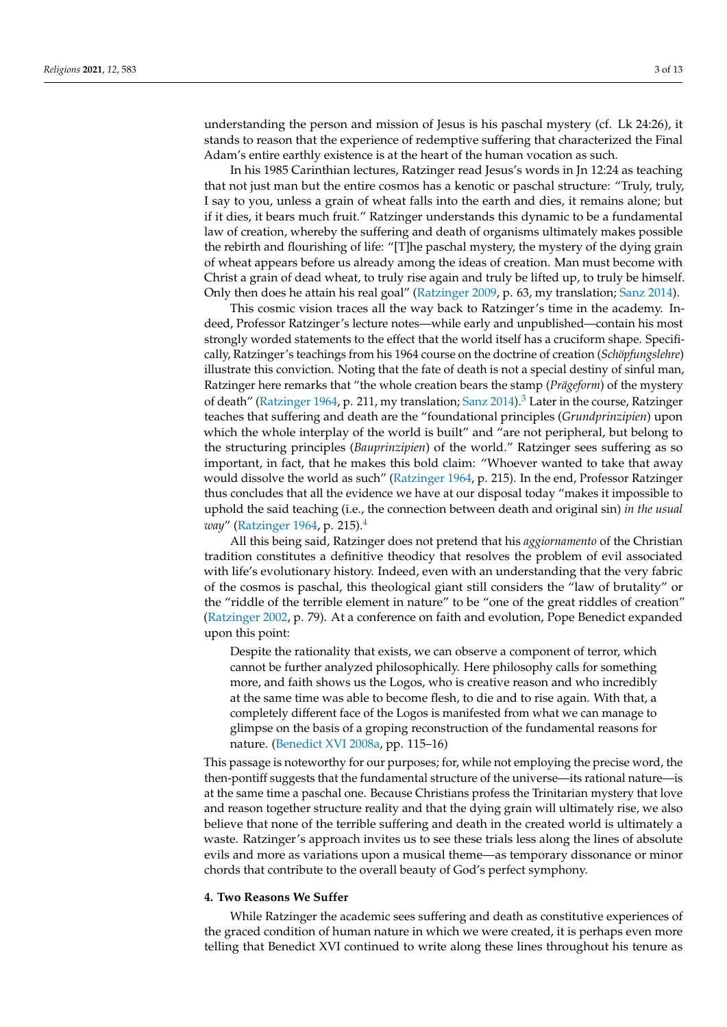understanding the person and mission of Jesus is his paschal mystery (cf. Lk 24:26), it stands to reason that the experience of redemptive suffering that characterized the Final Adam's entire earthly existence is at the heart of the human vocation as such.

In his 1985 Carinthian lectures, Ratzinger read Jesus's words in Jn 12:24 as teaching that not just man but the entire cosmos has a kenotic or paschal structure: "Truly, truly, I say to you, unless a grain of wheat falls into the earth and dies, it remains alone; but if it dies, it bears much fruit." Ratzinger understands this dynamic to be a fundamental law of creation, whereby the suffering and death of organisms ultimately makes possible the rebirth and flourishing of life: "[T]he paschal mystery, the mystery of the dying grain of wheat appears before us already among the ideas of creation. Man must become with Christ a grain of dead wheat, to truly rise again and truly be lifted up, to truly be himself. Only then does he attain his real goal" (Ratzinger 2009, p. 63, my translation; Sanz 2014).

This cosmic vision traces all the way back to Ratzinger's time in the academy. Indeed, Professor Ratzinger's lecture notes—while early and unpublished—contain his most strongly worded statements to the effect that the world itself has a cruciform shape. Specifically, Ratzinger's teachings from his 1964 course on the doctrine of creation (*Schöpfungslehre*) illustrate this conviction. Noting that the fate of death is not a special destiny of sinful man, Ratzinger here remarks that "the whole creation bears the stamp (*Prägeform*) of the mystery of death" (Ratzinger 1964, p. 211, my translation; Sanz 2014).[3] Later in the course, Ratzinger teaches that suffering and death are the "foundational principles (*Grundprinzipien*) upon which the whole interplay of the world is built" and "are not peripheral, but belong to the structuring principles (*Bauprinzipien*) of the world." Ratzinger sees suffering as so important, in fact, that he makes this bold claim: "Whoever wanted to take that away would dissolve the world as such" (Ratzinger 1964, p. 215). In the end, Professor Ratzinger thus concludes that all the evidence we have at our disposal today "makes it impossible to uphold the said teaching (i.e., the connection between death and original sin) *in the usual way*" (Ratzinger 1964, p. 215).[4]

All this being said, Ratzinger does not pretend that his *aggiornamento* of the Christian tradition constitutes a definitive theodicy that resolves the problem of evil associated with life's evolutionary history. Indeed, even with an understanding that the very fabric of the cosmos is paschal, this theological giant still considers the "law of brutality" or the "riddle of the terrible element in nature" to be "one of the great riddles of creation" (Ratzinger 2002, p. 79). At a conference on faith and evolution, Pope Benedict expanded upon this point:

> Despite the rationality that exists, we can observe a component of terror, which cannot be further analyzed philosophically. Here philosophy calls for something more, and faith shows us the Logos, who is creative reason and who incredibly at the same time was able to become flesh, to die and to rise again. With that, a completely different face of the Logos is manifested from what we can manage to glimpse on the basis of a groping reconstruction of the fundamental reasons for nature. (Benedict XVI 2008a, pp. 115–16)

This passage is noteworthy for our purposes; for, while not employing the precise word, the then-pontiff suggests that the fundamental structure of the universe—its rational nature—is at the same time a paschal one. Because Christians profess the Trinitarian mystery that love and reason together structure reality and that the dying grain will ultimately rise, we also believe that none of the terrible suffering and death in the created world is ultimately a waste. Ratzinger's approach invites us to see these trials less along the lines of absolute evils and more as variations upon a musical theme—as temporary dissonance or minor chords that contribute to the overall beauty of God's perfect symphony.

## 4. Two Reasons We Suffer

While Ratzinger the academic sees suffering and death as constitutive experiences of the graced condition of human nature in which we were created, it is perhaps even more telling that Benedict XVI continued to write along these lines throughout his tenure as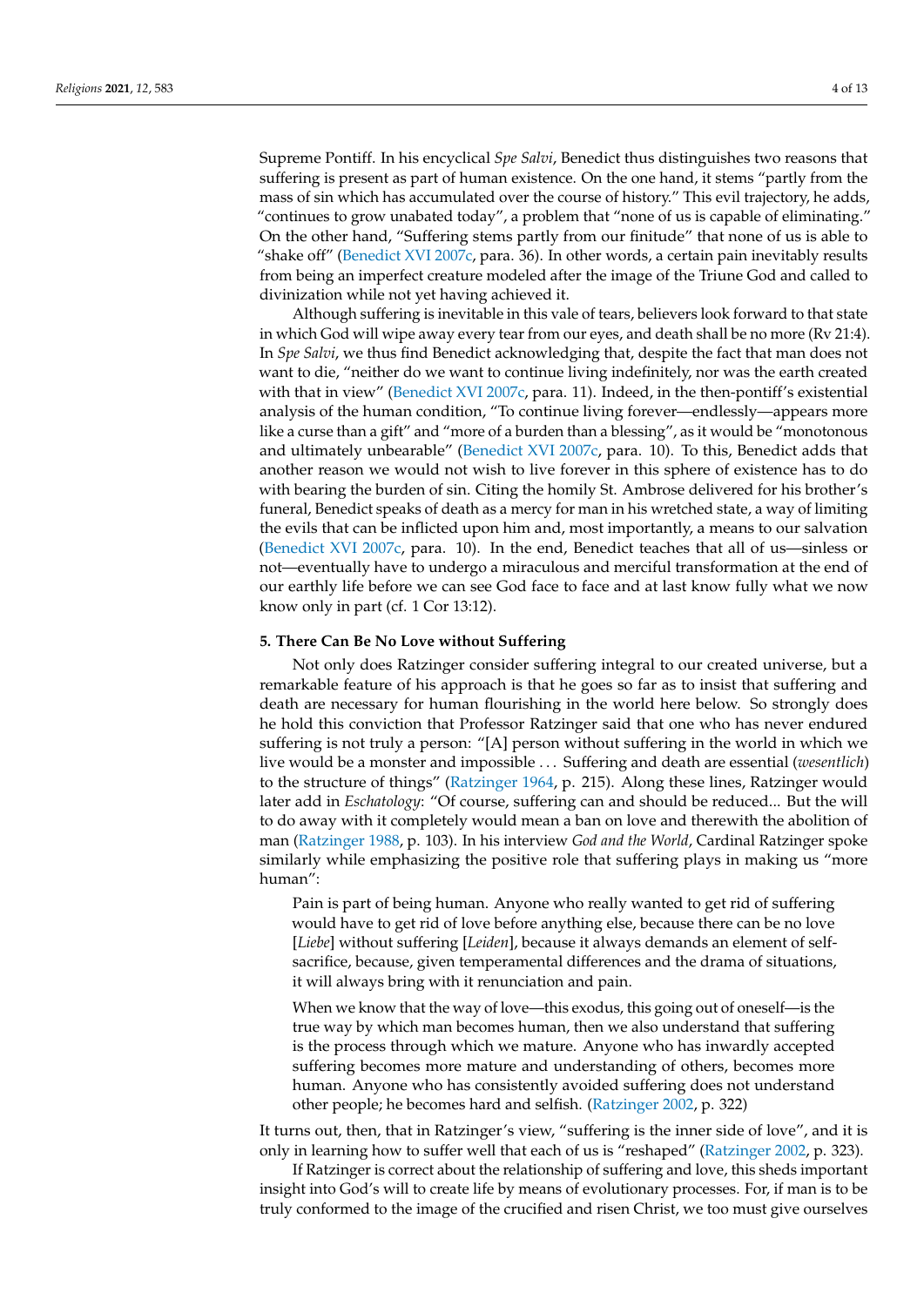Supreme Pontiff. In his encyclical *Spe Salvi*, Benedict thus distinguishes two reasons that suffering is present as part of human existence. On the one hand, it stems "partly from the mass of sin which has accumulated over the course of history." This evil trajectory, he adds, "continues to grow unabated today", a problem that "none of us is capable of eliminating." On the other hand, "Suffering stems partly from our finitude" that none of us is able to "shake off" (Benedict XVI 2007c, para. 36). In other words, a certain pain inevitably results from being an imperfect creature modeled after the image of the Triune God and called to divinization while not yet having achieved it.

Although suffering is inevitable in this vale of tears, believers look forward to that state in which God will wipe away every tear from our eyes, and death shall be no more (Rv 21:4). In *Spe Salvi*, we thus find Benedict acknowledging that, despite the fact that man does not want to die, "neither do we want to continue living indefinitely, nor was the earth created with that in view" (Benedict XVI 2007c, para. 11). Indeed, in the then-pontiff's existential analysis of the human condition, "To continue living forever—endlessly—appears more like a curse than a gift" and "more of a burden than a blessing", as it would be "monotonous and ultimately unbearable" (Benedict XVI 2007c, para. 10). To this, Benedict adds that another reason we would not wish to live forever in this sphere of existence has to do with bearing the burden of sin. Citing the homily St. Ambrose delivered for his brother's funeral, Benedict speaks of death as a mercy for man in his wretched state, a way of limiting the evils that can be inflicted upon him and, most importantly, a means to our salvation (Benedict XVI 2007c, para. 10). In the end, Benedict teaches that all of us—sinless or not—eventually have to undergo a miraculous and merciful transformation at the end of our earthly life before we can see God face to face and at last know fully what we now know only in part (cf. 1 Cor 13:12).

## 5. There Can Be No Love without Suffering

Not only does Ratzinger consider suffering integral to our created universe, but a remarkable feature of his approach is that he goes so far as to insist that suffering and death are necessary for human flourishing in the world here below. So strongly does he hold this conviction that Professor Ratzinger said that one who has never endured suffering is not truly a person: "[A] person without suffering in the world in which we live would be a monster and impossible . . . Suffering and death are essential (*wesentlich*) to the structure of things" (Ratzinger 1964, p. 215). Along these lines, Ratzinger would later add in *Eschatology*: "Of course, suffering can and should be reduced... But the will to do away with it completely would mean a ban on love and therewith the abolition of man (Ratzinger 1988, p. 103). In his interview *God and the World*, Cardinal Ratzinger spoke similarly while emphasizing the positive role that suffering plays in making us "more human":

> Pain is part of being human. Anyone who really wanted to get rid of suffering would have to get rid of love before anything else, because there can be no love [*Liebe*] without suffering [*Leiden*], because it always demands an element of self-sacrifice, because, given temperamental differences and the drama of situations, it will always bring with it renunciation and pain.
>
> When we know that the way of love—this exodus, this going out of oneself—is the true way by which man becomes human, then we also understand that suffering is the process through which we mature. Anyone who has inwardly accepted suffering becomes more mature and understanding of others, becomes more human. Anyone who has consistently avoided suffering does not understand other people; he becomes hard and selfish. (Ratzinger 2002, p. 322)

It turns out, then, that in Ratzinger's view, "suffering is the inner side of love", and it is only in learning how to suffer well that each of us is "reshaped" (Ratzinger 2002, p. 323).

If Ratzinger is correct about the relationship of suffering and love, this sheds important insight into God's will to create life by means of evolutionary processes. For, if man is to be truly conformed to the image of the crucified and risen Christ, we too must give ourselves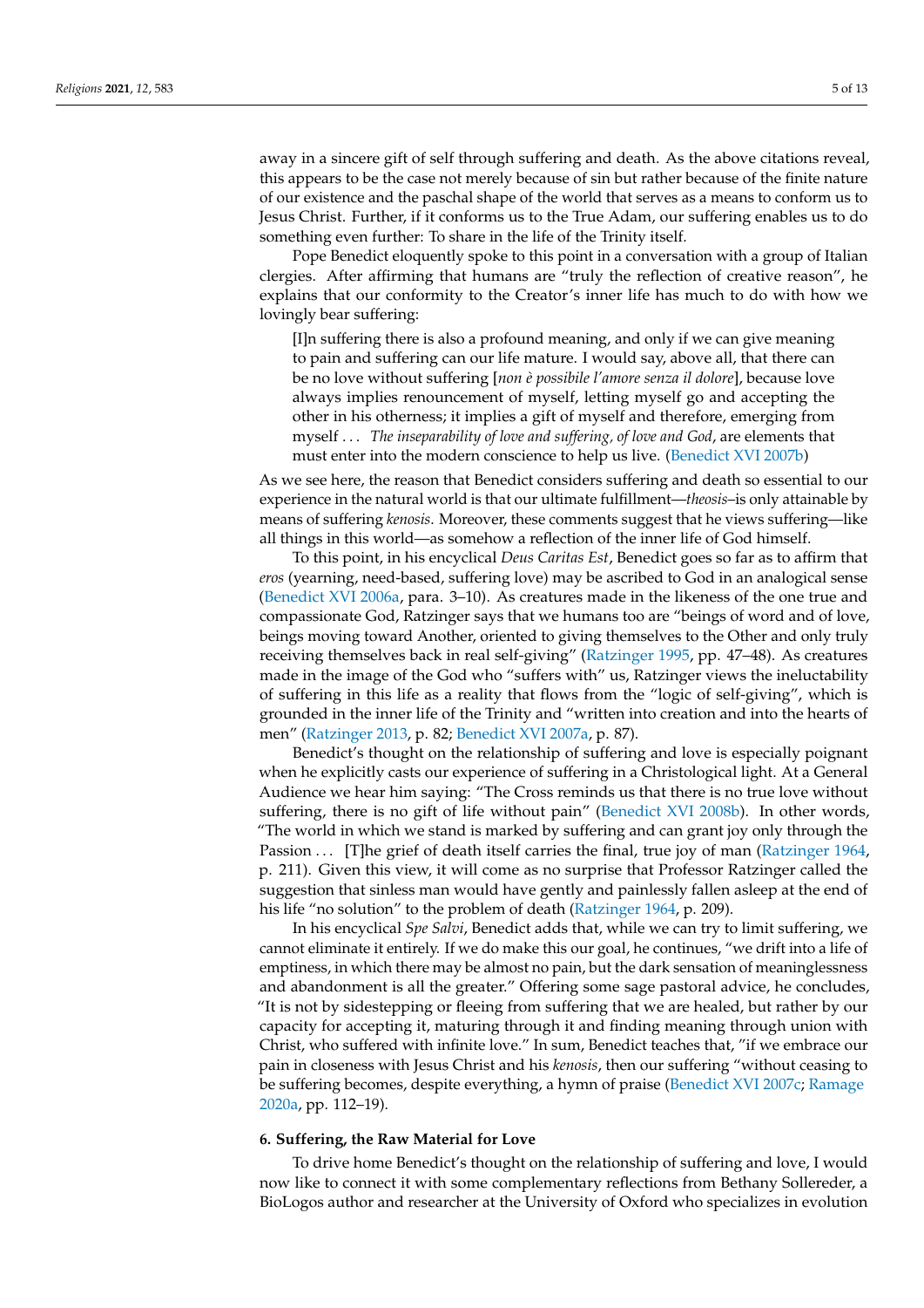away in a sincere gift of self through suffering and death. As the above citations reveal, this appears to be the case not merely because of sin but rather because of the finite nature of our existence and the paschal shape of the world that serves as a means to conform us to Jesus Christ. Further, if it conforms us to the True Adam, our suffering enables us to do something even further: To share in the life of the Trinity itself.

Pope Benedict eloquently spoke to this point in a conversation with a group of Italian clergies. After affirming that humans are "truly the reflection of creative reason", he explains that our conformity to the Creator's inner life has much to do with how we lovingly bear suffering:

> [I]n suffering there is also a profound meaning, and only if we can give meaning to pain and suffering can our life mature. I would say, above all, that there can be no love without suffering [*non è possibile l'amore senza il dolore*], because love always implies renouncement of myself, letting myself go and accepting the other in his otherness; it implies a gift of myself and therefore, emerging from myself ... *The inseparability of love and suffering, of love and God*, are elements that must enter into the modern conscience to help us live. (Benedict XVI 2007b)

As we see here, the reason that Benedict considers suffering and death so essential to our experience in the natural world is that our ultimate fulfillment—*theosis*–is only attainable by means of suffering *kenosis*. Moreover, these comments suggest that he views suffering—like all things in this world—as somehow a reflection of the inner life of God himself.

To this point, in his encyclical *Deus Caritas Est*, Benedict goes so far as to affirm that *eros* (yearning, need-based, suffering love) may be ascribed to God in an analogical sense (Benedict XVI 2006a, para. 3–10). As creatures made in the likeness of the one true and compassionate God, Ratzinger says that we humans too are "beings of word and of love, beings moving toward Another, oriented to giving themselves to the Other and only truly receiving themselves back in real self-giving" (Ratzinger 1995, pp. 47–48). As creatures made in the image of the God who "suffers with" us, Ratzinger views the ineluctability of suffering in this life as a reality that flows from the "logic of self-giving", which is grounded in the inner life of the Trinity and "written into creation and into the hearts of men" (Ratzinger 2013, p. 82; Benedict XVI 2007a, p. 87).

Benedict's thought on the relationship of suffering and love is especially poignant when he explicitly casts our experience of suffering in a Christological light. At a General Audience we hear him saying: "The Cross reminds us that there is no true love without suffering, there is no gift of life without pain" (Benedict XVI 2008b). In other words, "The world in which we stand is marked by suffering and can grant joy only through the Passion ... [T]he grief of death itself carries the final, true joy of man (Ratzinger 1964, p. 211). Given this view, it will come as no surprise that Professor Ratzinger called the suggestion that sinless man would have gently and painlessly fallen asleep at the end of his life "no solution" to the problem of death (Ratzinger 1964, p. 209).

In his encyclical *Spe Salvi*, Benedict adds that, while we can try to limit suffering, we cannot eliminate it entirely. If we do make this our goal, he continues, "we drift into a life of emptiness, in which there may be almost no pain, but the dark sensation of meaninglessness and abandonment is all the greater." Offering some sage pastoral advice, he concludes, "It is not by sidestepping or fleeing from suffering that we are healed, but rather by our capacity for accepting it, maturing through it and finding meaning through union with Christ, who suffered with infinite love." In sum, Benedict teaches that, "if we embrace our pain in closeness with Jesus Christ and his *kenosis*, then our suffering "without ceasing to be suffering becomes, despite everything, a hymn of praise (Benedict XVI 2007c; Ramage 2020a, pp. 112–19).

## 6. Suffering, the Raw Material for Love

To drive home Benedict's thought on the relationship of suffering and love, I would now like to connect it with some complementary reflections from Bethany Sollereder, a BioLogos author and researcher at the University of Oxford who specializes in evolution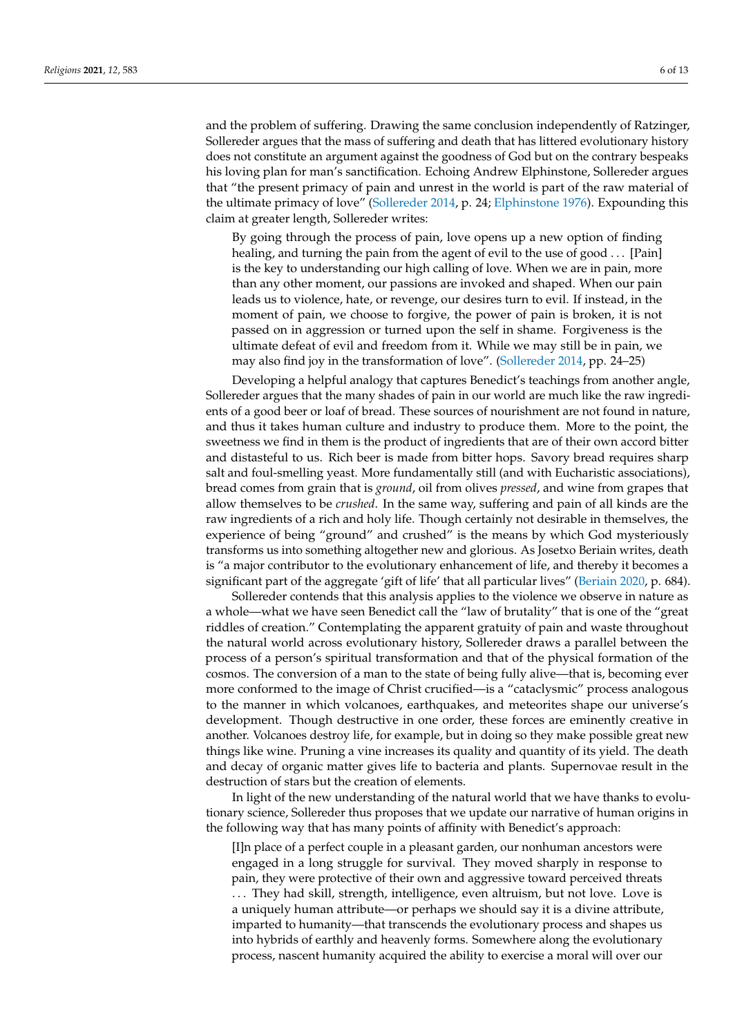and the problem of suffering. Drawing the same conclusion independently of Ratzinger, Sollereder argues that the mass of suffering and death that has littered evolutionary history does not constitute an argument against the goodness of God but on the contrary bespeaks his loving plan for man's sanctification. Echoing Andrew Elphinstone, Sollereder argues that "the present primacy of pain and unrest in the world is part of the raw material of the ultimate primacy of love" (Sollereder 2014, p. 24; Elphinstone 1976). Expounding this claim at greater length, Sollereder writes:

> By going through the process of pain, love opens up a new option of finding healing, and turning the pain from the agent of evil to the use of good . . . [Pain] is the key to understanding our high calling of love. When we are in pain, more than any other moment, our passions are invoked and shaped. When our pain leads us to violence, hate, or revenge, our desires turn to evil. If instead, in the moment of pain, we choose to forgive, the power of pain is broken, it is not passed on in aggression or turned upon the self in shame. Forgiveness is the ultimate defeat of evil and freedom from it. While we may still be in pain, we may also find joy in the transformation of love". (Sollereder 2014, pp. 24–25)

Developing a helpful analogy that captures Benedict's teachings from another angle, Sollereder argues that the many shades of pain in our world are much like the raw ingredients of a good beer or loaf of bread. These sources of nourishment are not found in nature, and thus it takes human culture and industry to produce them. More to the point, the sweetness we find in them is the product of ingredients that are of their own accord bitter and distasteful to us. Rich beer is made from bitter hops. Savory bread requires sharp salt and foul-smelling yeast. More fundamentally still (and with Eucharistic associations), bread comes from grain that is *ground*, oil from olives *pressed*, and wine from grapes that allow themselves to be *crushed*. In the same way, suffering and pain of all kinds are the raw ingredients of a rich and holy life. Though certainly not desirable in themselves, the experience of being "ground" and crushed" is the means by which God mysteriously transforms us into something altogether new and glorious. As Josetxo Beriain writes, death is "a major contributor to the evolutionary enhancement of life, and thereby it becomes a significant part of the aggregate 'gift of life' that all particular lives" (Beriain 2020, p. 684).

Sollereder contends that this analysis applies to the violence we observe in nature as a whole—what we have seen Benedict call the "law of brutality" that is one of the "great riddles of creation." Contemplating the apparent gratuity of pain and waste throughout the natural world across evolutionary history, Sollereder draws a parallel between the process of a person's spiritual transformation and that of the physical formation of the cosmos. The conversion of a man to the state of being fully alive—that is, becoming ever more conformed to the image of Christ crucified—is a "cataclysmic" process analogous to the manner in which volcanoes, earthquakes, and meteorites shape our universe's development. Though destructive in one order, these forces are eminently creative in another. Volcanoes destroy life, for example, but in doing so they make possible great new things like wine. Pruning a vine increases its quality and quantity of its yield. The death and decay of organic matter gives life to bacteria and plants. Supernovae result in the destruction of stars but the creation of elements.

In light of the new understanding of the natural world that we have thanks to evolutionary science, Sollereder thus proposes that we update our narrative of human origins in the following way that has many points of affinity with Benedict's approach:

> [I]n place of a perfect couple in a pleasant garden, our nonhuman ancestors were engaged in a long struggle for survival. They moved sharply in response to pain, they were protective of their own and aggressive toward perceived threats . . . They had skill, strength, intelligence, even altruism, but not love. Love is a uniquely human attribute—or perhaps we should say it is a divine attribute, imparted to humanity—that transcends the evolutionary process and shapes us into hybrids of earthly and heavenly forms. Somewhere along the evolutionary process, nascent humanity acquired the ability to exercise a moral will over our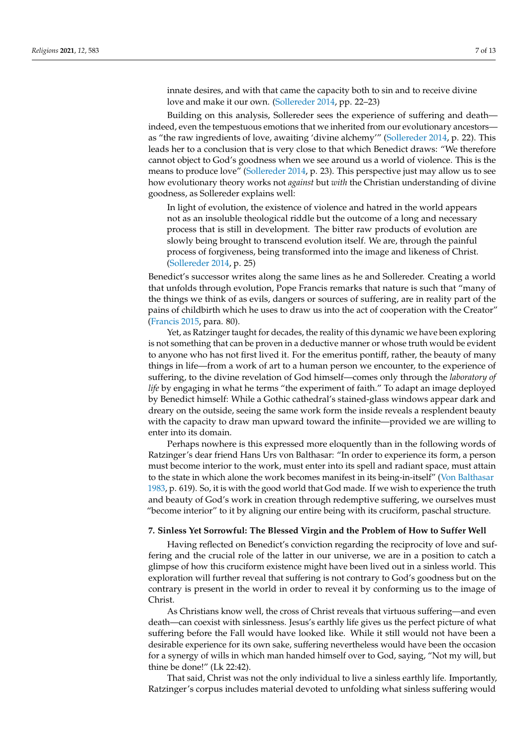innate desires, and with that came the capacity both to sin and to receive divine love and make it our own. (Sollereder 2014, pp. 22–23)

Building on this analysis, Sollereder sees the experience of suffering and death—indeed, even the tempestuous emotions that we inherited from our evolutionary ancestors—as "the raw ingredients of love, awaiting 'divine alchemy'" (Sollereder 2014, p. 22). This leads her to a conclusion that is very close to that which Benedict draws: "We therefore cannot object to God's goodness when we see around us a world of violence. This is the means to produce love" (Sollereder 2014, p. 23). This perspective just may allow us to see how evolutionary theory works not *against* but *with* the Christian understanding of divine goodness, as Sollereder explains well:

> In light of evolution, the existence of violence and hatred in the world appears not as an insoluble theological riddle but the outcome of a long and necessary process that is still in development. The bitter raw products of evolution are slowly being brought to transcend evolution itself. We are, through the painful process of forgiveness, being transformed into the image and likeness of Christ. (Sollereder 2014, p. 25)

Benedict's successor writes along the same lines as he and Sollereder. Creating a world that unfolds through evolution, Pope Francis remarks that nature is such that "many of the things we think of as evils, dangers or sources of suffering, are in reality part of the pains of childbirth which he uses to draw us into the act of cooperation with the Creator" (Francis 2015, para. 80).

Yet, as Ratzinger taught for decades, the reality of this dynamic we have been exploring is not something that can be proven in a deductive manner or whose truth would be evident to anyone who has not first lived it. For the emeritus pontiff, rather, the beauty of many things in life—from a work of art to a human person we encounter, to the experience of suffering, to the divine revelation of God himself—comes only through the *laboratory of life* by engaging in what he terms "the experiment of faith." To adapt an image deployed by Benedict himself: While a Gothic cathedral's stained-glass windows appear dark and dreary on the outside, seeing the same work form the inside reveals a resplendent beauty with the capacity to draw man upward toward the infinite—provided we are willing to enter into its domain.

Perhaps nowhere is this expressed more eloquently than in the following words of Ratzinger's dear friend Hans Urs von Balthasar: "In order to experience its form, a person must become interior to the work, must enter into its spell and radiant space, must attain to the state in which alone the work becomes manifest in its being-in-itself" (Von Balthasar 1983, p. 619). So, it is with the good world that God made. If we wish to experience the truth and beauty of God's work in creation through redemptive suffering, we ourselves must "become interior" to it by aligning our entire being with its cruciform, paschal structure.

## 7. Sinless Yet Sorrowful: The Blessed Virgin and the Problem of How to Suffer Well

Having reflected on Benedict's conviction regarding the reciprocity of love and suffering and the crucial role of the latter in our universe, we are in a position to catch a glimpse of how this cruciform existence might have been lived out in a sinless world. This exploration will further reveal that suffering is not contrary to God's goodness but on the contrary is present in the world in order to reveal it by conforming us to the image of Christ.

As Christians know well, the cross of Christ reveals that virtuous suffering—and even death—can coexist with sinlessness. Jesus's earthly life gives us the perfect picture of what suffering before the Fall would have looked like. While it still would not have been a desirable experience for its own sake, suffering nevertheless would have been the occasion for a synergy of wills in which man handed himself over to God, saying, "Not my will, but thine be done!" (Lk 22:42).

That said, Christ was not the only individual to live a sinless earthly life. Importantly, Ratzinger's corpus includes material devoted to unfolding what sinless suffering would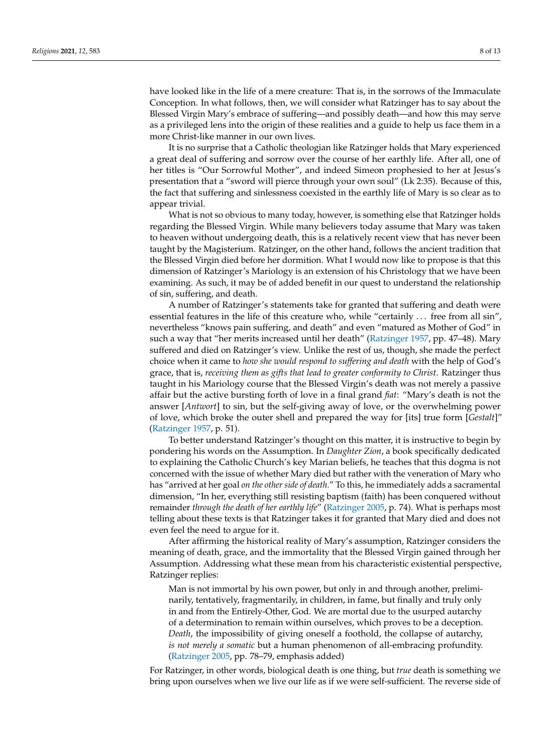have looked like in the life of a mere creature: That is, in the sorrows of the Immaculate Conception. In what follows, then, we will consider what Ratzinger has to say about the Blessed Virgin Mary's embrace of suffering—and possibly death—and how this may serve as a privileged lens into the origin of these realities and a guide to help us face them in a more Christ-like manner in our own lives.

It is no surprise that a Catholic theologian like Ratzinger holds that Mary experienced a great deal of suffering and sorrow over the course of her earthly life. After all, one of her titles is "Our Sorrowful Mother", and indeed Simeon prophesied to her at Jesus's presentation that a "sword will pierce through your own soul" (Lk 2:35). Because of this, the fact that suffering and sinlessness coexisted in the earthly life of Mary is so clear as to appear trivial.

What is not so obvious to many today, however, is something else that Ratzinger holds regarding the Blessed Virgin. While many believers today assume that Mary was taken to heaven without undergoing death, this is a relatively recent view that has never been taught by the Magisterium. Ratzinger, on the other hand, follows the ancient tradition that the Blessed Virgin died before her dormition. What I would now like to propose is that this dimension of Ratzinger's Mariology is an extension of his Christology that we have been examining. As such, it may be of added benefit in our quest to understand the relationship of sin, suffering, and death.

A number of Ratzinger's statements take for granted that suffering and death were essential features in the life of this creature who, while "certainly ... free from all sin", nevertheless "knows pain suffering, and death" and even "matured as Mother of God" in such a way that "her merits increased until her death" (Ratzinger 1957, pp. 47–48). Mary suffered and died on Ratzinger's view. Unlike the rest of us, though, she made the perfect choice when it came to *how she would respond to suffering and death* with the help of God's grace, that is, *receiving them as gifts that lead to greater conformity to Christ*. Ratzinger thus taught in his Mariology course that the Blessed Virgin's death was not merely a passive affair but the active bursting forth of love in a final grand *fiat*: "Mary's death is not the answer [*Antwort*] to sin, but the self-giving away of love, or the overwhelming power of love, which broke the outer shell and prepared the way for [its] true form [*Gestalt*]" (Ratzinger 1957, p. 51).

To better understand Ratzinger's thought on this matter, it is instructive to begin by pondering his words on the Assumption. In *Daughter Zion*, a book specifically dedicated to explaining the Catholic Church's key Marian beliefs, he teaches that this dogma is not concerned with the issue of whether Mary died but rather with the veneration of Mary who has "arrived at her goal *on the other side of death*." To this, he immediately adds a sacramental dimension, "In her, everything still resisting baptism (faith) has been conquered without remainder *through the death of her earthly life*" (Ratzinger 2005, p. 74). What is perhaps most telling about these texts is that Ratzinger takes it for granted that Mary died and does not even feel the need to argue for it.

After affirming the historical reality of Mary's assumption, Ratzinger considers the meaning of death, grace, and the immortality that the Blessed Virgin gained through her Assumption. Addressing what these mean from his characteristic existential perspective, Ratzinger replies:

> Man is not immortal by his own power, but only in and through another, preliminarily, tentatively, fragmentarily, in children, in fame, but finally and truly only in and from the Entirely-Other, God. We are mortal due to the usurped autarchy of a determination to remain within ourselves, which proves to be a deception. *Death*, the impossibility of giving oneself a foothold, the collapse of autarchy, *is not merely a somatic* but a human phenomenon of all-embracing profundity. (Ratzinger 2005, pp. 78–79, emphasis added)

For Ratzinger, in other words, biological death is one thing, but *true* death is something we bring upon ourselves when we live our life as if we were self-sufficient. The reverse side of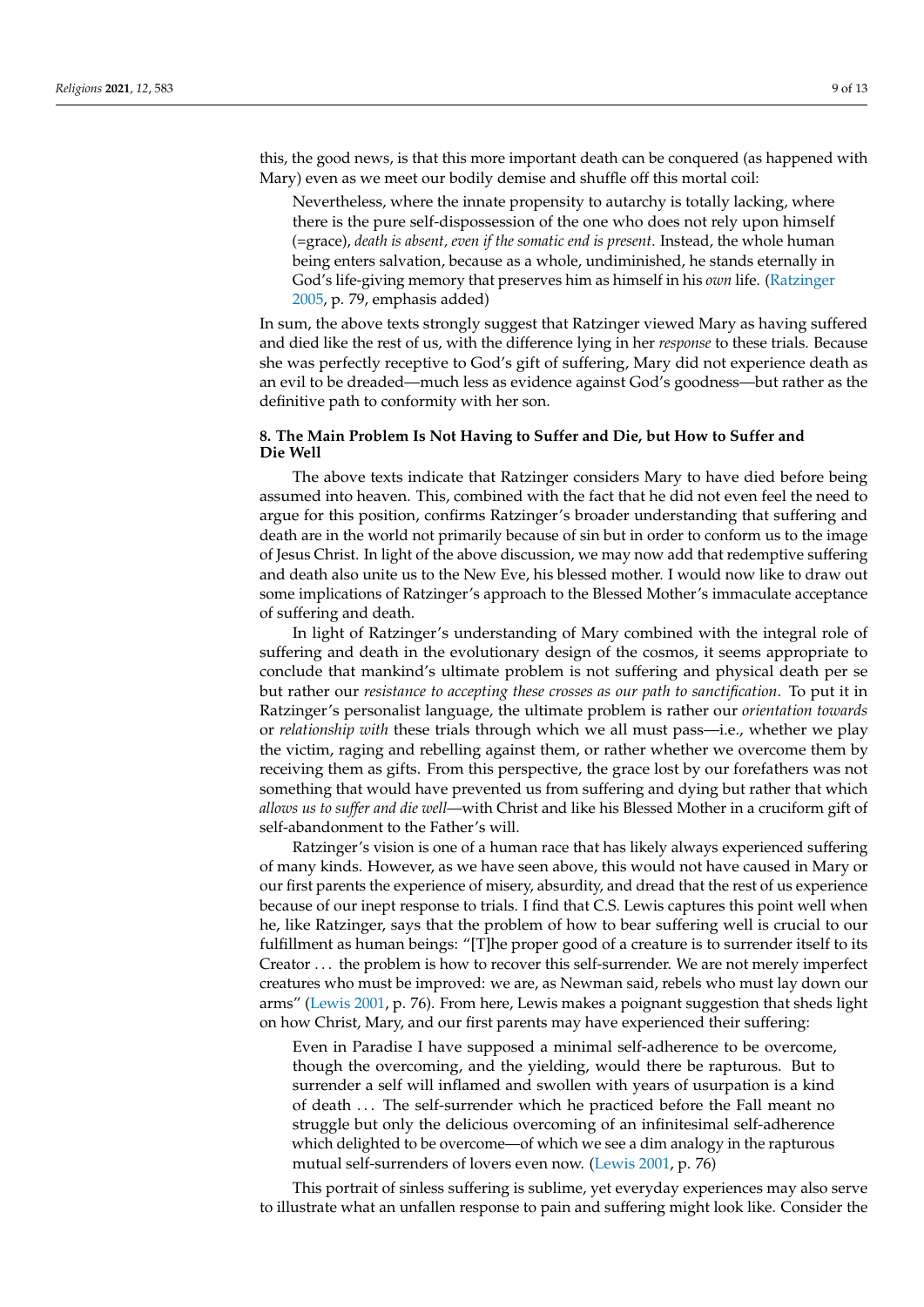this, the good news, is that this more important death can be conquered (as happened with Mary) even as we meet our bodily demise and shuffle off this mortal coil:

> Nevertheless, where the innate propensity to autarchy is totally lacking, where there is the pure self-dispossession of the one who does not rely upon himself (=grace), *death is absent, even if the somatic end is present*. Instead, the whole human being enters salvation, because as a whole, undiminished, he stands eternally in God's life-giving memory that preserves him as himself in his *own* life. (Ratzinger 2005, p. 79, emphasis added)

In sum, the above texts strongly suggest that Ratzinger viewed Mary as having suffered and died like the rest of us, with the difference lying in her *response* to these trials. Because she was perfectly receptive to God's gift of suffering, Mary did not experience death as an evil to be dreaded—much less as evidence against God's goodness—but rather as the definitive path to conformity with her son.

## 8. The Main Problem Is Not Having to Suffer and Die, but How to Suffer and Die Well

The above texts indicate that Ratzinger considers Mary to have died before being assumed into heaven. This, combined with the fact that he did not even feel the need to argue for this position, confirms Ratzinger's broader understanding that suffering and death are in the world not primarily because of sin but in order to conform us to the image of Jesus Christ. In light of the above discussion, we may now add that redemptive suffering and death also unite us to the New Eve, his blessed mother. I would now like to draw out some implications of Ratzinger's approach to the Blessed Mother's immaculate acceptance of suffering and death.

In light of Ratzinger's understanding of Mary combined with the integral role of suffering and death in the evolutionary design of the cosmos, it seems appropriate to conclude that mankind's ultimate problem is not suffering and physical death per se but rather our *resistance to accepting these crosses as our path to sanctification*. To put it in Ratzinger's personalist language, the ultimate problem is rather our *orientation towards* or *relationship with* these trials through which we all must pass—i.e., whether we play the victim, raging and rebelling against them, or rather whether we overcome them by receiving them as gifts. From this perspective, the grace lost by our forefathers was not something that would have prevented us from suffering and dying but rather that which *allows us to suffer and die well*—with Christ and like his Blessed Mother in a cruciform gift of self-abandonment to the Father's will.

Ratzinger's vision is one of a human race that has likely always experienced suffering of many kinds. However, as we have seen above, this would not have caused in Mary or our first parents the experience of misery, absurdity, and dread that the rest of us experience because of our inept response to trials. I find that C.S. Lewis captures this point well when he, like Ratzinger, says that the problem of how to bear suffering well is crucial to our fulfillment as human beings: "[T]he proper good of a creature is to surrender itself to its Creator ... the problem is how to recover this self-surrender. We are not merely imperfect creatures who must be improved: we are, as Newman said, rebels who must lay down our arms" (Lewis 2001, p. 76). From here, Lewis makes a poignant suggestion that sheds light on how Christ, Mary, and our first parents may have experienced their suffering:

> Even in Paradise I have supposed a minimal self-adherence to be overcome, though the overcoming, and the yielding, would there be rapturous. But to surrender a self will inflamed and swollen with years of usurpation is a kind of death ... The self-surrender which he practiced before the Fall meant no struggle but only the delicious overcoming of an infinitesimal self-adherence which delighted to be overcome—of which we see a dim analogy in the rapturous mutual self-surrenders of lovers even now. (Lewis 2001, p. 76)

This portrait of sinless suffering is sublime, yet everyday experiences may also serve to illustrate what an unfallen response to pain and suffering might look like. Consider the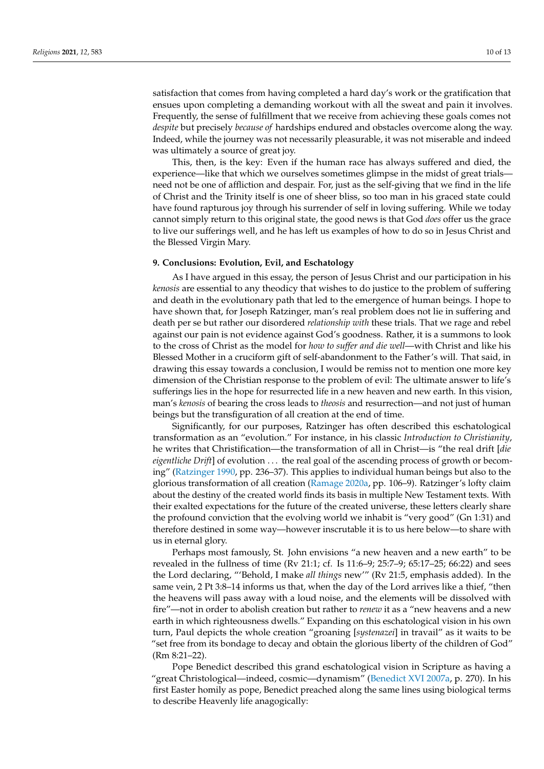satisfaction that comes from having completed a hard day's work or the gratification that ensues upon completing a demanding workout with all the sweat and pain it involves. Frequently, the sense of fulfillment that we receive from achieving these goals comes not *despite* but precisely *because of* hardships endured and obstacles overcome along the way. Indeed, while the journey was not necessarily pleasurable, it was not miserable and indeed was ultimately a source of great joy.

This, then, is the key: Even if the human race has always suffered and died, the experience—like that which we ourselves sometimes glimpse in the midst of great trials—need not be one of affliction and despair. For, just as the self-giving that we find in the life of Christ and the Trinity itself is one of sheer bliss, so too man in his graced state could have found rapturous joy through his surrender of self in loving suffering. While we today cannot simply return to this original state, the good news is that God *does* offer us the grace to live our sufferings well, and he has left us examples of how to do so in Jesus Christ and the Blessed Virgin Mary.

## 9. Conclusions: Evolution, Evil, and Eschatology

As I have argued in this essay, the person of Jesus Christ and our participation in his *kenosis* are essential to any theodicy that wishes to do justice to the problem of suffering and death in the evolutionary path that led to the emergence of human beings. I hope to have shown that, for Joseph Ratzinger, man's real problem does not lie in suffering and death per se but rather our disordered *relationship with* these trials. That we rage and rebel against our pain is not evidence against God's goodness. Rather, it is a summons to look to the cross of Christ as the model for *how to suffer and die well*—with Christ and like his Blessed Mother in a cruciform gift of self-abandonment to the Father's will. That said, in drawing this essay towards a conclusion, I would be remiss not to mention one more key dimension of the Christian response to the problem of evil: The ultimate answer to life's sufferings lies in the hope for resurrected life in a new heaven and new earth. In this vision, man's *kenosis* of bearing the cross leads to *theosis* and resurrection—and not just of human beings but the transfiguration of all creation at the end of time.

Significantly, for our purposes, Ratzinger has often described this eschatological transformation as an "evolution." For instance, in his classic *Introduction to Christianity*, he writes that Christification—the transformation of all in Christ—is "the real drift [*die eigentliche Drift*] of evolution ... the real goal of the ascending process of growth or becoming" (Ratzinger 1990, pp. 236–37). This applies to individual human beings but also to the glorious transformation of all creation (Ramage 2020a, pp. 106–9). Ratzinger's lofty claim about the destiny of the created world finds its basis in multiple New Testament texts. With their exalted expectations for the future of the created universe, these letters clearly share the profound conviction that the evolving world we inhabit is "very good" (Gn 1:31) and therefore destined in some way—however inscrutable it is to us here below—to share with us in eternal glory.

Perhaps most famously, St. John envisions "a new heaven and a new earth" to be revealed in the fullness of time (Rv 21:1; cf. Is 11:6–9; 25:7–9; 65:17–25; 66:22) and sees the Lord declaring, "'Behold, I make *all things* new'" (Rv 21:5, emphasis added). In the same vein, 2 Pt 3:8–14 informs us that, when the day of the Lord arrives like a thief, "then the heavens will pass away with a loud noise, and the elements will be dissolved with fire"—not in order to abolish creation but rather to *renew* it as a "new heavens and a new earth in which righteousness dwells." Expanding on this eschatological vision in his own turn, Paul depicts the whole creation "groaning [*systenazei*] in travail" as it waits to be "set free from its bondage to decay and obtain the glorious liberty of the children of God" (Rm 8:21–22).

Pope Benedict described this grand eschatological vision in Scripture as having a "great Christological—indeed, cosmic—dynamism" (Benedict XVI 2007a, p. 270). In his first Easter homily as pope, Benedict preached along the same lines using biological terms to describe Heavenly life anagogically: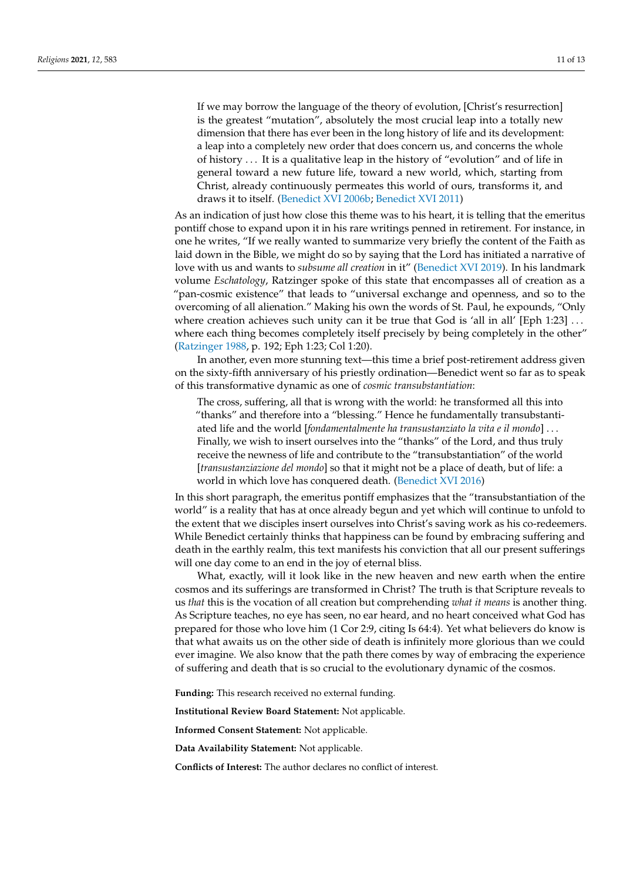> If we may borrow the language of the theory of evolution, [Christ's resurrection] is the greatest "mutation", absolutely the most crucial leap into a totally new dimension that there has ever been in the long history of life and its development: a leap into a completely new order that does concern us, and concerns the whole of history . . . It is a qualitative leap in the history of "evolution" and of life in general toward a new future life, toward a new world, which, starting from Christ, already continuously permeates this world of ours, transforms it, and draws it to itself. (Benedict XVI 2006b; Benedict XVI 2011)

As an indication of just how close this theme was to his heart, it is telling that the emeritus pontiff chose to expand upon it in his rare writings penned in retirement. For instance, in one he writes, "If we really wanted to summarize very briefly the content of the Faith as laid down in the Bible, we might do so by saying that the Lord has initiated a narrative of love with us and wants to *subsume all creation* in it" (Benedict XVI 2019). In his landmark volume *Eschatology*, Ratzinger spoke of this state that encompasses all of creation as a "pan-cosmic existence" that leads to "universal exchange and openness, and so to the overcoming of all alienation." Making his own the words of St. Paul, he expounds, "Only where creation achieves such unity can it be true that God is 'all in all' [Eph 1:23] . . . where each thing becomes completely itself precisely by being completely in the other" (Ratzinger 1988, p. 192; Eph 1:23; Col 1:20).

In another, even more stunning text—this time a brief post-retirement address given on the sixty-fifth anniversary of his priestly ordination—Benedict went so far as to speak of this transformative dynamic as one of *cosmic transubstantiation*:

> The cross, suffering, all that is wrong with the world: he transformed all this into "thanks" and therefore into a "blessing." Hence he fundamentally transubstantiated life and the world [*fondamentalmente ha transustanziato la vita e il mondo*] . . . Finally, we wish to insert ourselves into the "thanks" of the Lord, and thus truly receive the newness of life and contribute to the "transubstantiation" of the world [*transustanziazione del mondo*] so that it might not be a place of death, but of life: a world in which love has conquered death. (Benedict XVI 2016)

In this short paragraph, the emeritus pontiff emphasizes that the "transubstantiation of the world" is a reality that has at once already begun and yet which will continue to unfold to the extent that we disciples insert ourselves into Christ's saving work as his co-redeemers. While Benedict certainly thinks that happiness can be found by embracing suffering and death in the earthly realm, this text manifests his conviction that all our present sufferings will one day come to an end in the joy of eternal bliss.

What, exactly, will it look like in the new heaven and new earth when the entire cosmos and its sufferings are transformed in Christ? The truth is that Scripture reveals to us *that* this is the vocation of all creation but comprehending *what it means* is another thing. As Scripture teaches, no eye has seen, no ear heard, and no heart conceived what God has prepared for those who love him (1 Cor 2:9, citing Is 64:4). Yet what believers do know is that what awaits us on the other side of death is infinitely more glorious than we could ever imagine. We also know that the path there comes by way of embracing the experience of suffering and death that is so crucial to the evolutionary dynamic of the cosmos.

**Funding:** This research received no external funding.

**Institutional Review Board Statement:** Not applicable.

**Informed Consent Statement:** Not applicable.

**Data Availability Statement:** Not applicable.

**Conflicts of Interest:** The author declares no conflict of interest.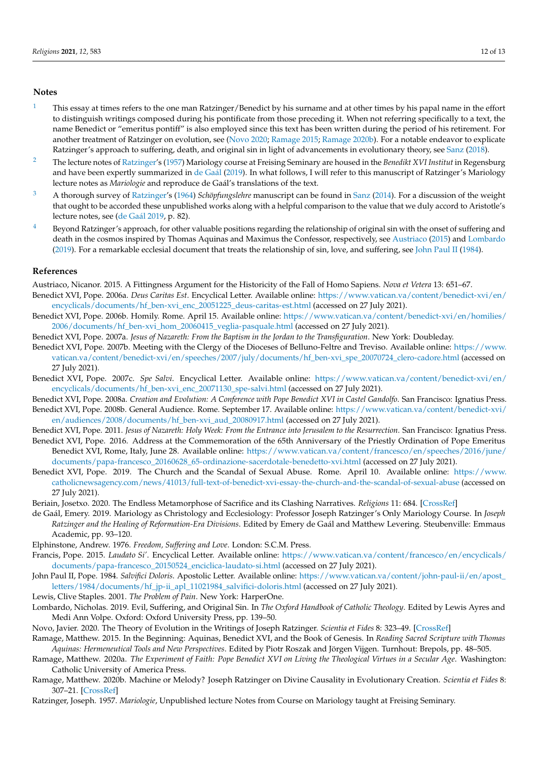## Notes

[1] This essay at times refers to the one man Ratzinger/Benedict by his surname and at other times by his papal name in the effort to distinguish writings composed during his pontificate from those preceding it. When not referring specifically to a text, the name Benedict or "emeritus pontiff" is also employed since this text has been written during the period of his retirement. For another treatment of Ratzinger on evolution, see (Novo 2020; Ramage 2015; Ramage 2020b). For a notable endeavor to explicate Ratzinger's approach to suffering, death, and original sin in light of advancements in evolutionary theory, see Sanz (2018).

[2] The lecture notes of Ratzinger's (1957) Mariology course at Freising Seminary are housed in the *Benedikt XVI Institut* in Regensburg and have been expertly summarized in de Gaál (2019). In what follows, I will refer to this manuscript of Ratzinger's Mariology lecture notes as *Mariologie* and reproduce de Gaál's translations of the text.

[3] A thorough survey of Ratzinger's (1964) *Schöpfungslehre* manuscript can be found in Sanz (2014). For a discussion of the weight that ought to be accorded these unpublished works along with a helpful comparison to the value that we duly accord to Aristotle's lecture notes, see (de Gaál 2019, p. 82).

[4] Beyond Ratzinger's approach, for other valuable positions regarding the relationship of original sin with the onset of suffering and death in the cosmos inspired by Thomas Aquinas and Maximus the Confessor, respectively, see Austriaco (2015) and Lombardo (2019). For a remarkable ecclesial document that treats the relationship of sin, love, and suffering, see John Paul II (1984).

## References

Austriaco, Nicanor. 2015. A Fittingness Argument for the Historicity of the Fall of Homo Sapiens. *Nova et Vetera* 13: 651–67.

Benedict XVI, Pope. 2006a. *Deus Caritas Est*. Encyclical Letter. Available online: https://www.vatican.va/content/benedict-xvi/en/encyclicals/documents/hf_ben-xvi_enc_20051225_deus-caritas-est.html (accessed on 27 July 2021).

Benedict XVI, Pope. 2006b. Homily. Rome. April 15. Available online: https://www.vatican.va/content/benedict-xvi/en/homilies/2006/documents/hf_ben-xvi_hom_20060415_veglia-pasquale.html (accessed on 27 July 2021).

Benedict XVI, Pope. 2007a. *Jesus of Nazareth: From the Baptism in the Jordan to the Transfiguration*. New York: Doubleday.

Benedict XVI, Pope. 2007b. Meeting with the Clergy of the Dioceses of Belluno-Feltre and Treviso. Available online: https://www.vatican.va/content/benedict-xvi/en/speeches/2007/july/documents/hf_ben-xvi_spe_20070724_clero-cadore.html (accessed on 27 July 2021).

Benedict XVI, Pope. 2007c. *Spe Salvi*. Encyclical Letter. Available online: https://www.vatican.va/content/benedict-xvi/en/encyclicals/documents/hf_ben-xvi_enc_20071130_spe-salvi.html (accessed on 27 July 2021).

Benedict XVI, Pope. 2008a. *Creation and Evolution: A Conference with Pope Benedict XVI in Castel Gandolfo*. San Francisco: Ignatius Press.

Benedict XVI, Pope. 2008b. General Audience. Rome. September 17. Available online: https://www.vatican.va/content/benedict-xvi/en/audiences/2008/documents/hf_ben-xvi_aud_20080917.html (accessed on 27 July 2021).

Benedict XVI, Pope. 2011. *Jesus of Nazareth: Holy Week: From the Entrance into Jerusalem to the Resurrection*. San Francisco: Ignatius Press.

Benedict XVI, Pope. 2016. Address at the Commemoration of the 65th Anniversary of the Priestly Ordination of Pope Emeritus Benedict XVI, Rome, Italy, June 28. Available online: https://www.vatican.va/content/francesco/en/speeches/2016/june/documents/papa-francesco_20160628_65-ordinazione-sacerdotale-benedetto-xvi.html (accessed on 27 July 2021).

Benedict XVI, Pope. 2019. The Church and the Scandal of Sexual Abuse. Rome. April 10. Available online: https://www.catholicnewsagency.com/news/41013/full-text-of-benedict-xvi-essay-the-church-and-the-scandal-of-sexual-abuse (accessed on 27 July 2021).

Beriain, Josetxo. 2020. The Endless Metamorphose of Sacrifice and its Clashing Narratives. *Religions* 11: 684. [CrossRef]

de Gaál, Emery. 2019. Mariology as Christology and Ecclesiology: Professor Joseph Ratzinger's Only Mariology Course. In *Joseph Ratzinger and the Healing of Reformation-Era Divisions*. Edited by Emery de Gaál and Matthew Levering. Steubenville: Emmaus Academic, pp. 93–120.

Elphinstone, Andrew. 1976. *Freedom, Suffering and Love*. London: S.C.M. Press.

Francis, Pope. 2015. *Laudato Si'*. Encyclical Letter. Available online: https://www.vatican.va/content/francesco/en/encyclicals/documents/papa-francesco_20150524_enciclica-laudato-si.html (accessed on 27 July 2021).

John Paul II, Pope. 1984. *Salvifici Doloris*. Apostolic Letter. Available online: https://www.vatican.va/content/john-paul-ii/en/apost_letters/1984/documents/hf_jp-ii_apl_11021984_salvifici-doloris.html (accessed on 27 July 2021).

Lewis, Clive Staples. 2001. *The Problem of Pain*. New York: HarperOne.

Lombardo, Nicholas. 2019. Evil, Suffering, and Original Sin. In *The Oxford Handbook of Catholic Theology*. Edited by Lewis Ayres and Medi Ann Volpe. Oxford: Oxford University Press, pp. 139–50.

Novo, Javier. 2020. The Theory of Evolution in the Writings of Joseph Ratzinger. *Scientia et Fides* 8: 323–49. [CrossRef]

Ramage, Matthew. 2015. In the Beginning: Aquinas, Benedict XVI, and the Book of Genesis. In *Reading Sacred Scripture with Thomas Aquinas: Hermeneutical Tools and New Perspectives*. Edited by Piotr Roszak and Jörgen Vijgen. Turnhout: Brepols, pp. 48–505.

Ramage, Matthew. 2020a. *The Experiment of Faith: Pope Benedict XVI on Living the Theological Virtues in a Secular Age*. Washington: Catholic University of America Press.

Ramage, Matthew. 2020b. Machine or Melody? Joseph Ratzinger on Divine Causality in Evolutionary Creation. *Scientia et Fides* 8: 307–21. [CrossRef]

Ratzinger, Joseph. 1957. *Mariologie*, Unpublished lecture Notes from Course on Mariology taught at Freising Seminary.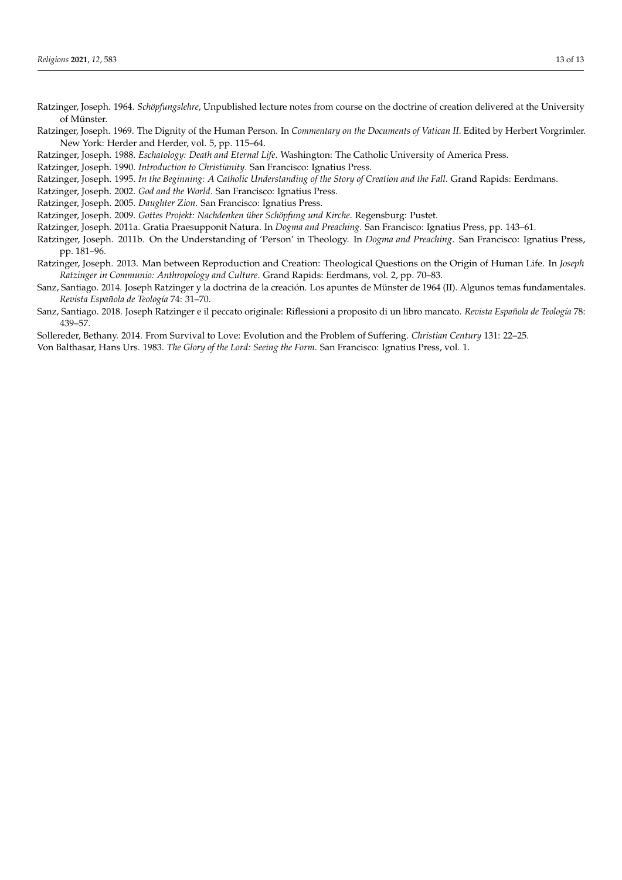Ratzinger, Joseph. 1964. *Schöpfungslehre*, Unpublished lecture notes from course on the doctrine of creation delivered at the University of Münster.

Ratzinger, Joseph. 1969. The Dignity of the Human Person. In *Commentary on the Documents of Vatican II*. Edited by Herbert Vorgrimler. New York: Herder and Herder, vol. 5, pp. 115–64.

Ratzinger, Joseph. 1988. *Eschatology: Death and Eternal Life*. Washington: The Catholic University of America Press.

Ratzinger, Joseph. 1990. *Introduction to Christianity*. San Francisco: Ignatius Press.

Ratzinger, Joseph. 1995. *In the Beginning: A Catholic Understanding of the Story of Creation and the Fall*. Grand Rapids: Eerdmans.

Ratzinger, Joseph. 2002. *God and the World*. San Francisco: Ignatius Press.

Ratzinger, Joseph. 2005. *Daughter Zion*. San Francisco: Ignatius Press.

Ratzinger, Joseph. 2009. *Gottes Projekt: Nachdenken über Schöpfung und Kirche*. Regensburg: Pustet.

Ratzinger, Joseph. 2011a. Gratia Praesupponit Natura. In *Dogma and Preaching*. San Francisco: Ignatius Press, pp. 143–61.

Ratzinger, Joseph. 2011b. On the Understanding of 'Person' in Theology. In *Dogma and Preaching*. San Francisco: Ignatius Press, pp. 181–96.

Ratzinger, Joseph. 2013. Man between Reproduction and Creation: Theological Questions on the Origin of Human Life. In *Joseph Ratzinger in Communio: Anthropology and Culture*. Grand Rapids: Eerdmans, vol. 2, pp. 70–83.

Sanz, Santiago. 2014. Joseph Ratzinger y la doctrina de la creación. Los apuntes de Münster de 1964 (II). Algunos temas fundamentales. *Revista Española de Teología* 74: 31–70.

Sanz, Santiago. 2018. Joseph Ratzinger e il peccato originale: Riflessioni a proposito di un libro mancato. *Revista Española de Teología* 78: 439–57.

Sollereder, Bethany. 2014. From Survival to Love: Evolution and the Problem of Suffering. *Christian Century* 131: 22–25.

Von Balthasar, Hans Urs. 1983. *The Glory of the Lord: Seeing the Form*. San Francisco: Ignatius Press, vol. 1.